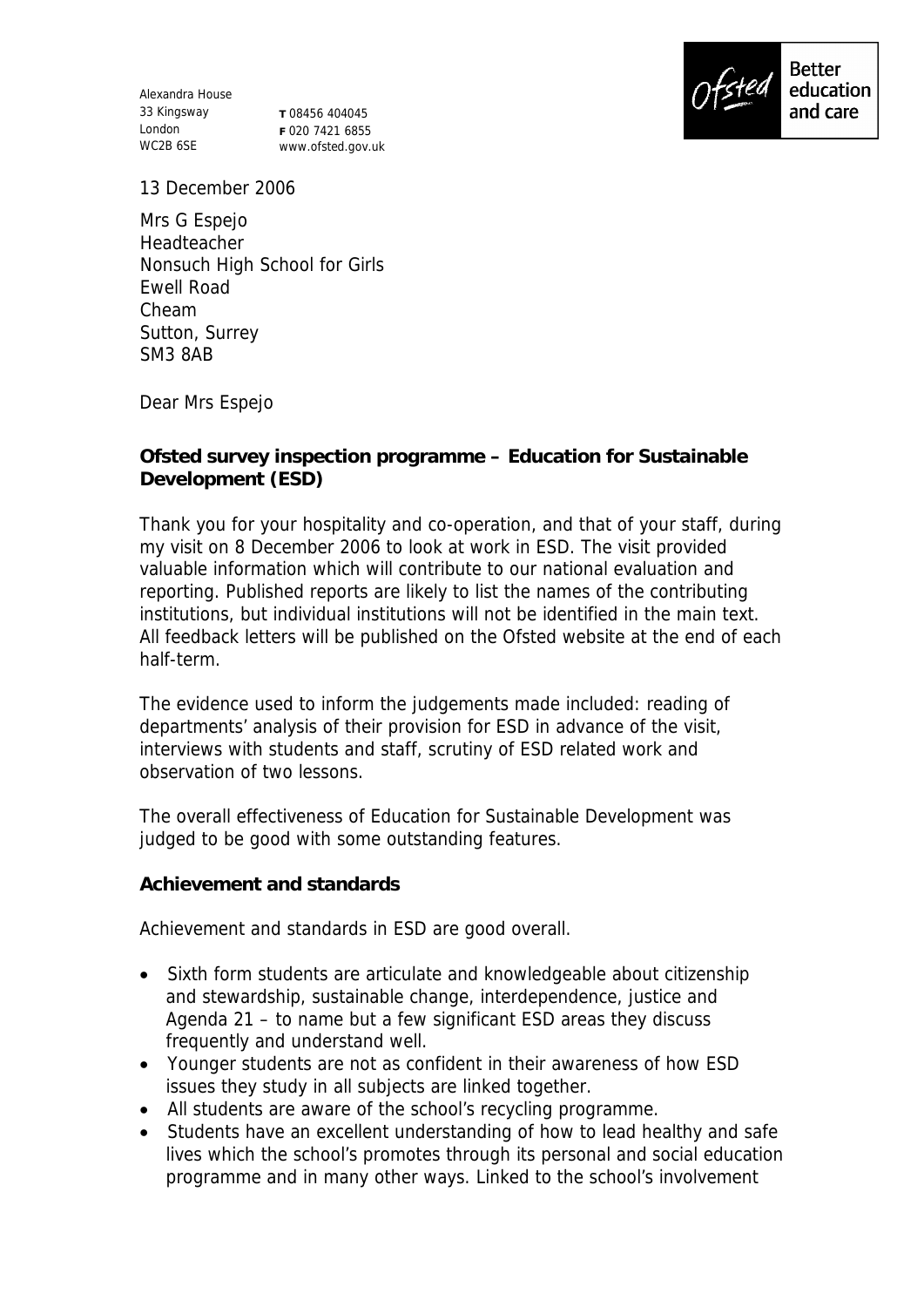Alexandra House
33 Kingsway
London
WC2B 6SE

T 08456 404045
F 020 7421 6855
www.ofsted.gov.uk

Ofsted Better education and care

13 December 2006

Mrs G Espejo
Headteacher
Nonsuch High School for Girls
Ewell Road
Cheam
Sutton, Surrey
SM3 8AB

Dear Mrs Espejo

**Ofsted survey inspection programme – Education for Sustainable Development (ESD)**

Thank you for your hospitality and co-operation, and that of your staff, during my visit on 8 December 2006 to look at work in ESD. The visit provided valuable information which will contribute to our national evaluation and reporting. Published reports are likely to list the names of the contributing institutions, but individual institutions will not be identified in the main text. All feedback letters will be published on the Ofsted website at the end of each half-term.

The evidence used to inform the judgements made included: reading of departments' analysis of their provision for ESD in advance of the visit, interviews with students and staff, scrutiny of ESD related work and observation of two lessons.

The overall effectiveness of Education for Sustainable Development was judged to be good with some outstanding features.

**Achievement and standards**

Achievement and standards in ESD are good overall.

- Sixth form students are articulate and knowledgeable about citizenship and stewardship, sustainable change, interdependence, justice and Agenda 21 – to name but a few significant ESD areas they discuss frequently and understand well.
- Younger students are not as confident in their awareness of how ESD issues they study in all subjects are linked together.
- All students are aware of the school's recycling programme.
- Students have an excellent understanding of how to lead healthy and safe lives which the school's promotes through its personal and social education programme and in many other ways. Linked to the school's involvement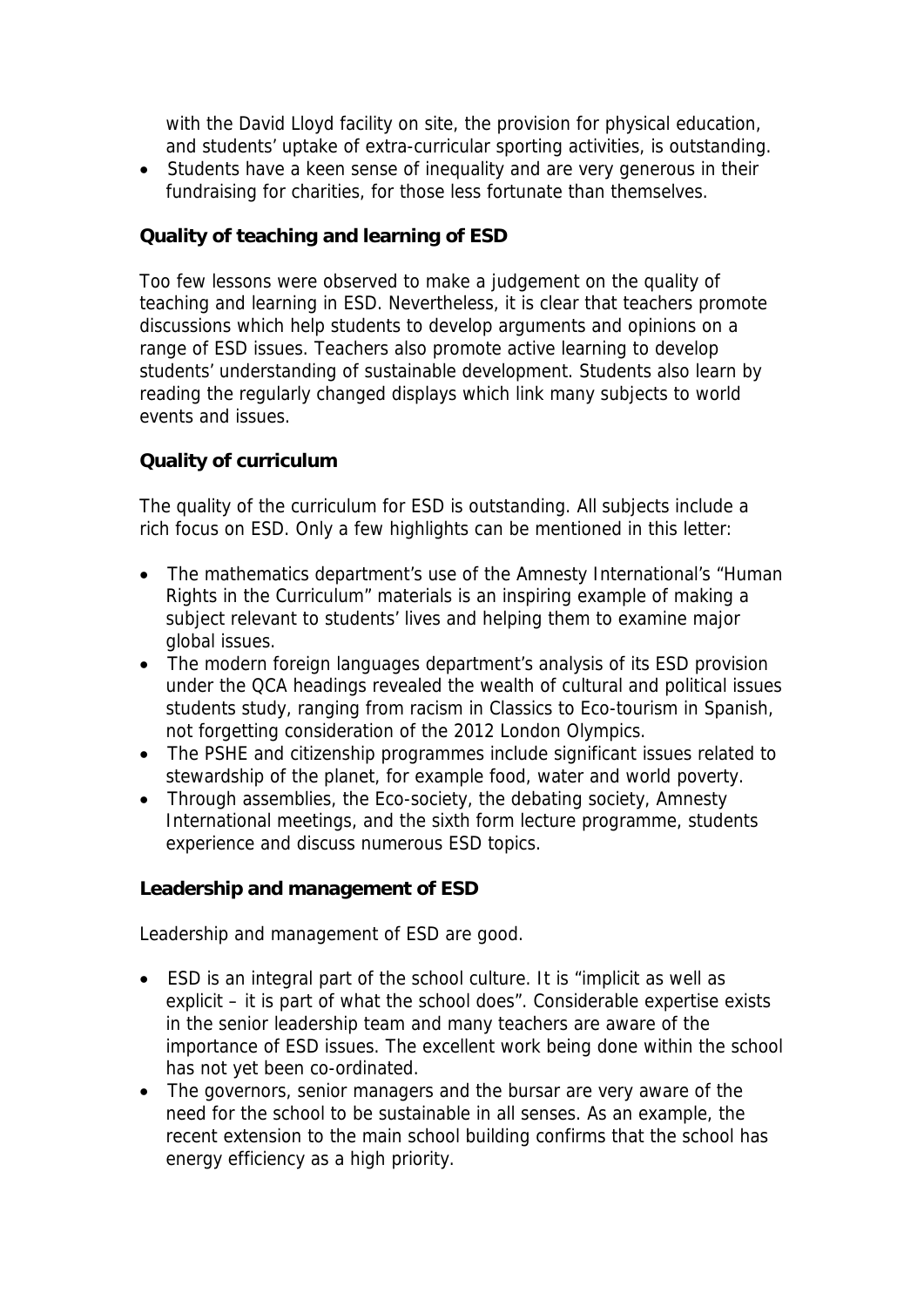with the David Lloyd facility on site, the provision for physical education, and students' uptake of extra-curricular sporting activities, is outstanding.

- Students have a keen sense of inequality and are very generous in their fundraising for charities, for those less fortunate than themselves.

**Quality of teaching and learning of ESD**

Too few lessons were observed to make a judgement on the quality of teaching and learning in ESD. Nevertheless, it is clear that teachers promote discussions which help students to develop arguments and opinions on a range of ESD issues. Teachers also promote active learning to develop students' understanding of sustainable development. Students also learn by reading the regularly changed displays which link many subjects to world events and issues.

**Quality of curriculum**

The quality of the curriculum for ESD is outstanding. All subjects include a rich focus on ESD. Only a few highlights can be mentioned in this letter:

- The mathematics department's use of the Amnesty International's "Human Rights in the Curriculum" materials is an inspiring example of making a subject relevant to students' lives and helping them to examine major global issues.
- The modern foreign languages department's analysis of its ESD provision under the QCA headings revealed the wealth of cultural and political issues students study, ranging from racism in Classics to Eco-tourism in Spanish, not forgetting consideration of the 2012 London Olympics.
- The PSHE and citizenship programmes include significant issues related to stewardship of the planet, for example food, water and world poverty.
- Through assemblies, the Eco-society, the debating society, Amnesty International meetings, and the sixth form lecture programme, students experience and discuss numerous ESD topics.

**Leadership and management of ESD**

Leadership and management of ESD are good.

- ESD is an integral part of the school culture. It is "implicit as well as explicit – it is part of what the school does". Considerable expertise exists in the senior leadership team and many teachers are aware of the importance of ESD issues. The excellent work being done within the school has not yet been co-ordinated.
- The governors, senior managers and the bursar are very aware of the need for the school to be sustainable in all senses. As an example, the recent extension to the main school building confirms that the school has energy efficiency as a high priority.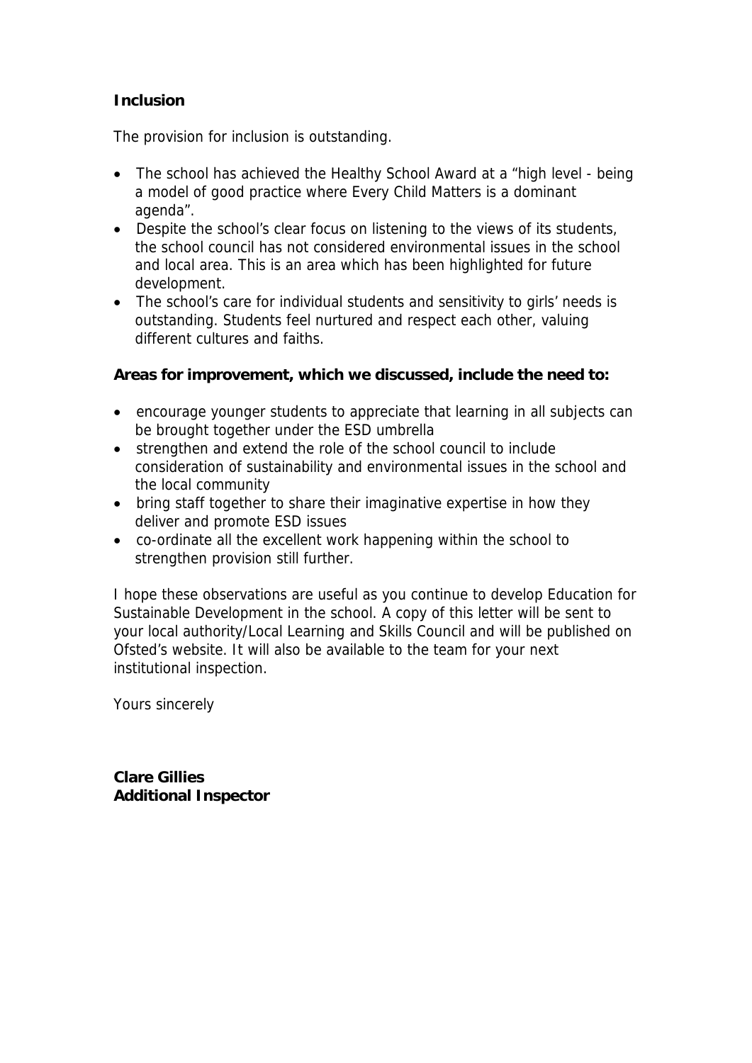**Inclusion**

The provision for inclusion is outstanding.

- The school has achieved the Healthy School Award at a "high level - being a model of good practice where Every Child Matters is a dominant agenda".
- Despite the school's clear focus on listening to the views of its students, the school council has not considered environmental issues in the school and local area. This is an area which has been highlighted for future development.
- The school's care for individual students and sensitivity to girls' needs is outstanding. Students feel nurtured and respect each other, valuing different cultures and faiths.

**Areas for improvement, which we discussed, include the need to:**

- encourage younger students to appreciate that learning in all subjects can be brought together under the ESD umbrella
- strengthen and extend the role of the school council to include consideration of sustainability and environmental issues in the school and the local community
- bring staff together to share their imaginative expertise in how they deliver and promote ESD issues
- co-ordinate all the excellent work happening within the school to strengthen provision still further.

I hope these observations are useful as you continue to develop Education for Sustainable Development in the school. A copy of this letter will be sent to your local authority/Local Learning and Skills Council and will be published on Ofsted's website. It will also be available to the team for your next institutional inspection.

Yours sincerely

**Clare Gillies**
**Additional Inspector**